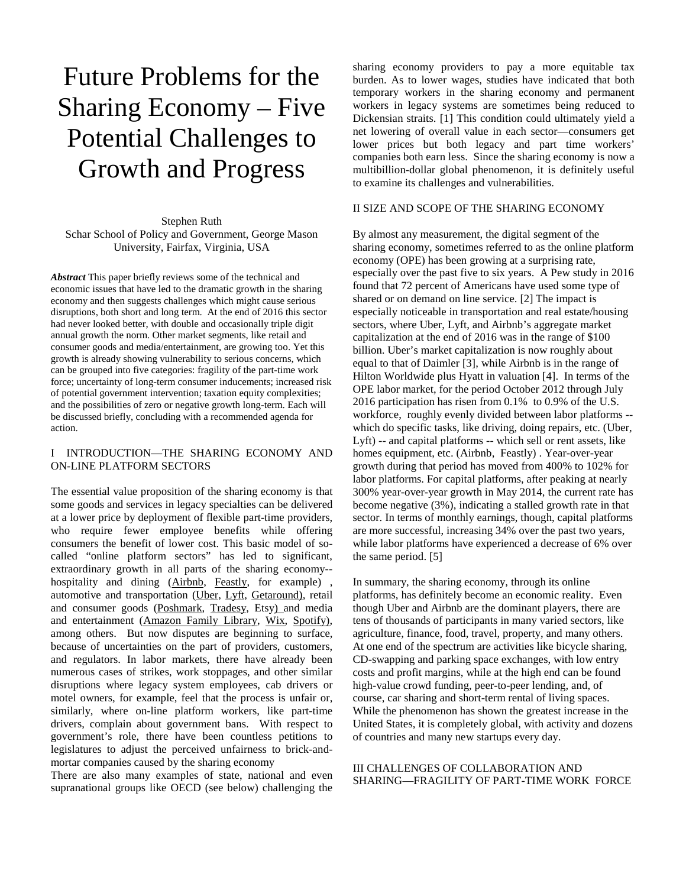# Future Problems for the Sharing Economy – Five Potential Challenges to Growth and Progress

Stephen Ruth
Schar School of Policy and Government, George Mason University, Fairfax, Virginia, USA

***Abstract*** This paper briefly reviews some of the technical and economic issues that have led to the dramatic growth in the sharing economy and then suggests challenges which might cause serious disruptions, both short and long term. At the end of 2016 this sector had never looked better, with double and occasionally triple digit annual growth the norm. Other market segments, like retail and consumer goods and media/entertainment, are growing too. Yet this growth is already showing vulnerability to serious concerns, which can be grouped into five categories: fragility of the part-time work force; uncertainty of long-term consumer inducements; increased risk of potential government intervention; taxation equity complexities; and the possibilities of zero or negative growth long-term. Each will be discussed briefly, concluding with a recommended agenda for action.

## I INTRODUCTION—THE SHARING ECONOMY AND ON-LINE PLATFORM SECTORS

The essential value proposition of the sharing economy is that some goods and services in legacy specialties can be delivered at a lower price by deployment of flexible part-time providers, who require fewer employee benefits while offering consumers the benefit of lower cost. This basic model of so-called "online platform sectors" has led to significant, extraordinary growth in all parts of the sharing economy--hospitality and dining (Airbnb, Feastly, for example) , automotive and transportation (Uber, Lyft, Getaround), retail and consumer goods (Poshmark, Tradesy, Etsy) and media and entertainment (Amazon Family Library, Wix, Spotify), among others. But now disputes are beginning to surface, because of uncertainties on the part of providers, customers, and regulators. In labor markets, there have already been numerous cases of strikes, work stoppages, and other similar disruptions where legacy system employees, cab drivers or motel owners, for example, feel that the process is unfair or, similarly, where on-line platform workers, like part-time drivers, complain about government bans. With respect to government's role, there have been countless petitions to legislatures to adjust the perceived unfairness to brick-and-mortar companies caused by the sharing economy

There are also many examples of state, national and even supranational groups like OECD (see below) challenging the sharing economy providers to pay a more equitable tax burden. As to lower wages, studies have indicated that both temporary workers in the sharing economy and permanent workers in legacy systems are sometimes being reduced to Dickensian straits. [1] This condition could ultimately yield a net lowering of overall value in each sector—consumers get lower prices but both legacy and part time workers' companies both earn less. Since the sharing economy is now a multibillion-dollar global phenomenon, it is definitely useful to examine its challenges and vulnerabilities.

## II SIZE AND SCOPE OF THE SHARING ECONOMY

By almost any measurement, the digital segment of the sharing economy, sometimes referred to as the online platform economy (OPE) has been growing at a surprising rate, especially over the past five to six years. A Pew study in 2016 found that 72 percent of Americans have used some type of shared or on demand on line service. [2] The impact is especially noticeable in transportation and real estate/housing sectors, where Uber, Lyft, and Airbnb's aggregate market capitalization at the end of 2016 was in the range of $100 billion. Uber's market capitalization is now roughly about equal to that of Daimler [3], while Airbnb is in the range of Hilton Worldwide plus Hyatt in valuation [4]. In terms of the OPE labor market, for the period October 2012 through July 2016 participation has risen from 0.1% to 0.9% of the U.S. workforce, roughly evenly divided between labor platforms -- which do specific tasks, like driving, doing repairs, etc. (Uber, Lyft) -- and capital platforms -- which sell or rent assets, like homes equipment, etc. (Airbnb, Feastly) . Year-over-year growth during that period has moved from 400% to 102% for labor platforms. For capital platforms, after peaking at nearly 300% year-over-year growth in May 2014, the current rate has become negative (3%), indicating a stalled growth rate in that sector. In terms of monthly earnings, though, capital platforms are more successful, increasing 34% over the past two years, while labor platforms have experienced a decrease of 6% over the same period. [5]

In summary, the sharing economy, through its online platforms, has definitely become an economic reality. Even though Uber and Airbnb are the dominant players, there are tens of thousands of participants in many varied sectors, like agriculture, finance, food, travel, property, and many others. At one end of the spectrum are activities like bicycle sharing, CD-swapping and parking space exchanges, with low entry costs and profit margins, while at the high end can be found high-value crowd funding, peer-to-peer lending, and, of course, car sharing and short-term rental of living spaces. While the phenomenon has shown the greatest increase in the United States, it is completely global, with activity and dozens of countries and many new startups every day.

## III CHALLENGES OF COLLABORATION AND SHARING—FRAGILITY OF PART-TIME WORK FORCE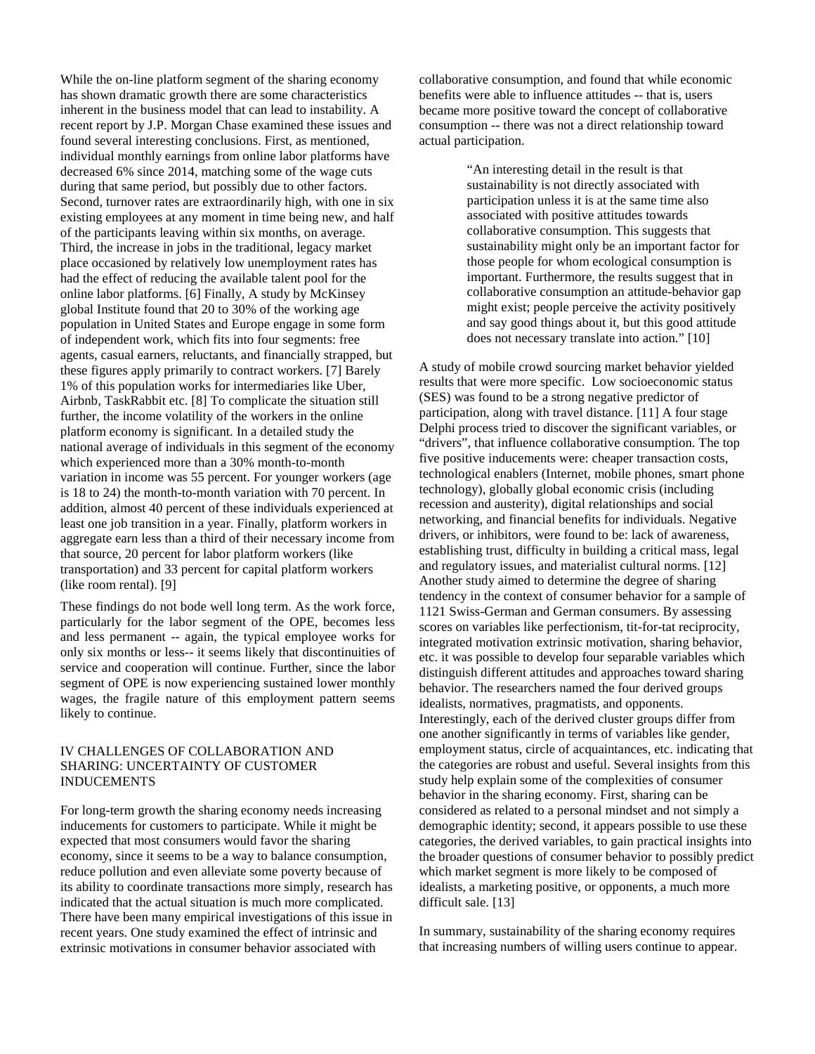While the on-line platform segment of the sharing economy has shown dramatic growth there are some characteristics inherent in the business model that can lead to instability. A recent report by J.P. Morgan Chase examined these issues and found several interesting conclusions. First, as mentioned, individual monthly earnings from online labor platforms have decreased 6% since 2014, matching some of the wage cuts during that same period, but possibly due to other factors. Second, turnover rates are extraordinarily high, with one in six existing employees at any moment in time being new, and half of the participants leaving within six months, on average. Third, the increase in jobs in the traditional, legacy market place occasioned by relatively low unemployment rates has had the effect of reducing the available talent pool for the online labor platforms. [6] Finally, A study by McKinsey global Institute found that 20 to 30% of the working age population in United States and Europe engage in some form of independent work, which fits into four segments: free agents, casual earners, reluctants, and financially strapped, but these figures apply primarily to contract workers. [7] Barely 1% of this population works for intermediaries like Uber, Airbnb, TaskRabbit etc. [8] To complicate the situation still further, the income volatility of the workers in the online platform economy is significant. In a detailed study the national average of individuals in this segment of the economy which experienced more than a 30% month-to-month variation in income was 55 percent. For younger workers (age is 18 to 24) the month-to-month variation with 70 percent. In addition, almost 40 percent of these individuals experienced at least one job transition in a year. Finally, platform workers in aggregate earn less than a third of their necessary income from that source, 20 percent for labor platform workers (like transportation) and 33 percent for capital platform workers (like room rental). [9]

These findings do not bode well long term. As the work force, particularly for the labor segment of the OPE, becomes less and less permanent -- again, the typical employee works for only six months or less-- it seems likely that discontinuities of service and cooperation will continue. Further, since the labor segment of OPE is now experiencing sustained lower monthly wages, the fragile nature of this employment pattern seems likely to continue.

## IV CHALLENGES OF COLLABORATION AND SHARING: UNCERTAINTY OF CUSTOMER INDUCEMENTS

For long-term growth the sharing economy needs increasing inducements for customers to participate. While it might be expected that most consumers would favor the sharing economy, since it seems to be a way to balance consumption, reduce pollution and even alleviate some poverty because of its ability to coordinate transactions more simply, research has indicated that the actual situation is much more complicated. There have been many empirical investigations of this issue in recent years. One study examined the effect of intrinsic and extrinsic motivations in consumer behavior associated with collaborative consumption, and found that while economic benefits were able to influence attitudes -- that is, users became more positive toward the concept of collaborative consumption -- there was not a direct relationship toward actual participation.

> "An interesting detail in the result is that sustainability is not directly associated with participation unless it is at the same time also associated with positive attitudes towards collaborative consumption. This suggests that sustainability might only be an important factor for those people for whom ecological consumption is important. Furthermore, the results suggest that in collaborative consumption an attitude-behavior gap might exist; people perceive the activity positively and say good things about it, but this good attitude does not necessary translate into action." [10]

A study of mobile crowd sourcing market behavior yielded results that were more specific. Low socioeconomic status (SES) was found to be a strong negative predictor of participation, along with travel distance. [11] A four stage Delphi process tried to discover the significant variables, or "drivers", that influence collaborative consumption. The top five positive inducements were: cheaper transaction costs, technological enablers (Internet, mobile phones, smart phone technology), globally global economic crisis (including recession and austerity), digital relationships and social networking, and financial benefits for individuals. Negative drivers, or inhibitors, were found to be: lack of awareness, establishing trust, difficulty in building a critical mass, legal and regulatory issues, and materialist cultural norms. [12] Another study aimed to determine the degree of sharing tendency in the context of consumer behavior for a sample of 1121 Swiss-German and German consumers. By assessing scores on variables like perfectionism, tit-for-tat reciprocity, integrated motivation extrinsic motivation, sharing behavior, etc. it was possible to develop four separable variables which distinguish different attitudes and approaches toward sharing behavior. The researchers named the four derived groups idealists, normatives, pragmatists, and opponents. Interestingly, each of the derived cluster groups differ from one another significantly in terms of variables like gender, employment status, circle of acquaintances, etc. indicating that the categories are robust and useful. Several insights from this study help explain some of the complexities of consumer behavior in the sharing economy. First, sharing can be considered as related to a personal mindset and not simply a demographic identity; second, it appears possible to use these categories, the derived variables, to gain practical insights into the broader questions of consumer behavior to possibly predict which market segment is more likely to be composed of idealists, a marketing positive, or opponents, a much more difficult sale. [13]

In summary, sustainability of the sharing economy requires that increasing numbers of willing users continue to appear.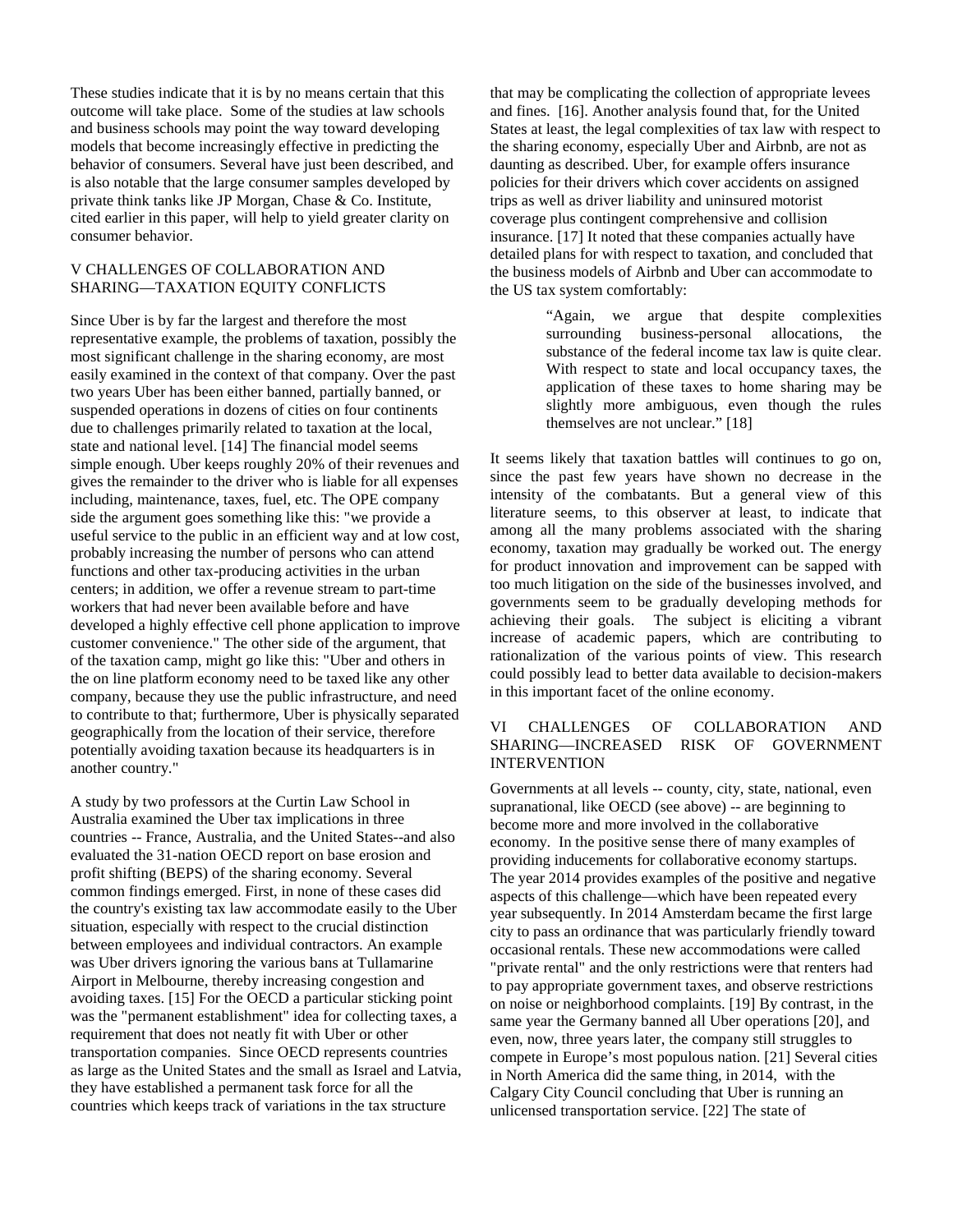These studies indicate that it is by no means certain that this outcome will take place. Some of the studies at law schools and business schools may point the way toward developing models that become increasingly effective in predicting the behavior of consumers. Several have just been described, and is also notable that the large consumer samples developed by private think tanks like JP Morgan, Chase & Co. Institute, cited earlier in this paper, will help to yield greater clarity on consumer behavior.

## V CHALLENGES OF COLLABORATION AND SHARING—TAXATION EQUITY CONFLICTS

Since Uber is by far the largest and therefore the most representative example, the problems of taxation, possibly the most significant challenge in the sharing economy, are most easily examined in the context of that company. Over the past two years Uber has been either banned, partially banned, or suspended operations in dozens of cities on four continents due to challenges primarily related to taxation at the local, state and national level. [14] The financial model seems simple enough. Uber keeps roughly 20% of their revenues and gives the remainder to the driver who is liable for all expenses including, maintenance, taxes, fuel, etc. The OPE company side the argument goes something like this: "we provide a useful service to the public in an efficient way and at low cost, probably increasing the number of persons who can attend functions and other tax-producing activities in the urban centers; in addition, we offer a revenue stream to part-time workers that had never been available before and have developed a highly effective cell phone application to improve customer convenience." The other side of the argument, that of the taxation camp, might go like this: "Uber and others in the on line platform economy need to be taxed like any other company, because they use the public infrastructure, and need to contribute to that; furthermore, Uber is physically separated geographically from the location of their service, therefore potentially avoiding taxation because its headquarters is in another country."

A study by two professors at the Curtin Law School in Australia examined the Uber tax implications in three countries -- France, Australia, and the United States--and also evaluated the 31-nation OECD report on base erosion and profit shifting (BEPS) of the sharing economy. Several common findings emerged. First, in none of these cases did the country's existing tax law accommodate easily to the Uber situation, especially with respect to the crucial distinction between employees and individual contractors. An example was Uber drivers ignoring the various bans at Tullamarine Airport in Melbourne, thereby increasing congestion and avoiding taxes. [15] For the OECD a particular sticking point was the "permanent establishment" idea for collecting taxes, a requirement that does not neatly fit with Uber or other transportation companies. Since OECD represents countries as large as the United States and the small as Israel and Latvia, they have established a permanent task force for all the countries which keeps track of variations in the tax structure that may be complicating the collection of appropriate levees and fines. [16]. Another analysis found that, for the United States at least, the legal complexities of tax law with respect to the sharing economy, especially Uber and Airbnb, are not as daunting as described. Uber, for example offers insurance policies for their drivers which cover accidents on assigned trips as well as driver liability and uninsured motorist coverage plus contingent comprehensive and collision insurance. [17] It noted that these companies actually have detailed plans for with respect to taxation, and concluded that the business models of Airbnb and Uber can accommodate to the US tax system comfortably:

> "Again, we argue that despite complexities surrounding business-personal allocations, the substance of the federal income tax law is quite clear. With respect to state and local occupancy taxes, the application of these taxes to home sharing may be slightly more ambiguous, even though the rules themselves are not unclear." [18]

It seems likely that taxation battles will continues to go on, since the past few years have shown no decrease in the intensity of the combatants. But a general view of this literature seems, to this observer at least, to indicate that among all the many problems associated with the sharing economy, taxation may gradually be worked out. The energy for product innovation and improvement can be sapped with too much litigation on the side of the businesses involved, and governments seem to be gradually developing methods for achieving their goals. The subject is eliciting a vibrant increase of academic papers, which are contributing to rationalization of the various points of view. This research could possibly lead to better data available to decision-makers in this important facet of the online economy.

## VI CHALLENGES OF COLLABORATION AND SHARING—INCREASED RISK OF GOVERNMENT INTERVENTION

Governments at all levels -- county, city, state, national, even supranational, like OECD (see above) -- are beginning to become more and more involved in the collaborative economy. In the positive sense there of many examples of providing inducements for collaborative economy startups. The year 2014 provides examples of the positive and negative aspects of this challenge—which have been repeated every year subsequently. In 2014 Amsterdam became the first large city to pass an ordinance that was particularly friendly toward occasional rentals. These new accommodations were called "private rental" and the only restrictions were that renters had to pay appropriate government taxes, and observe restrictions on noise or neighborhood complaints. [19] By contrast, in the same year the Germany banned all Uber operations [20], and even, now, three years later, the company still struggles to compete in Europe's most populous nation. [21] Several cities in North America did the same thing, in 2014, with the Calgary City Council concluding that Uber is running an unlicensed transportation service. [22] The state of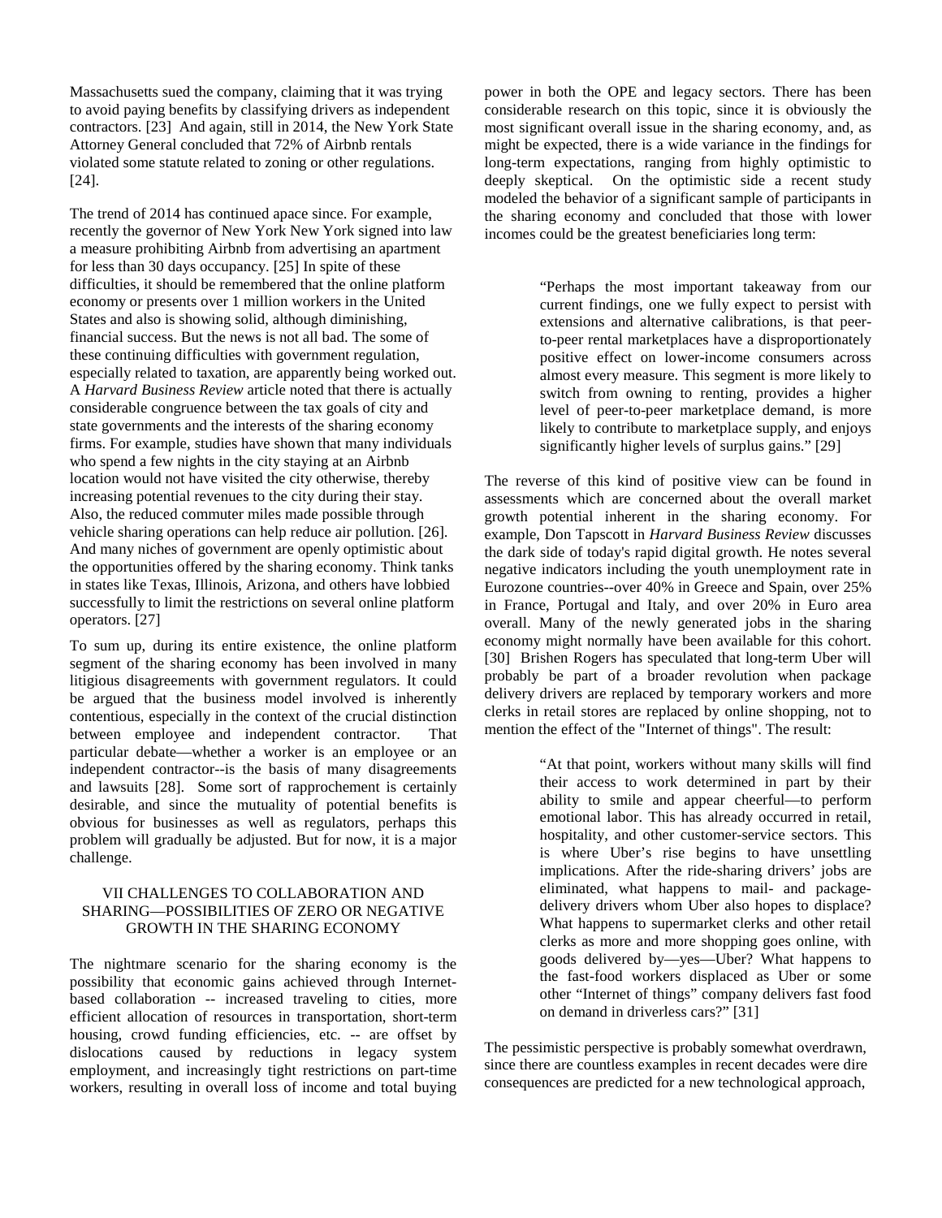Massachusetts sued the company, claiming that it was trying to avoid paying benefits by classifying drivers as independent contractors. [23] And again, still in 2014, the New York State Attorney General concluded that 72% of Airbnb rentals violated some statute related to zoning or other regulations. [24].

The trend of 2014 has continued apace since. For example, recently the governor of New York New York signed into law a measure prohibiting Airbnb from advertising an apartment for less than 30 days occupancy. [25] In spite of these difficulties, it should be remembered that the online platform economy or presents over 1 million workers in the United States and also is showing solid, although diminishing, financial success. But the news is not all bad. The some of these continuing difficulties with government regulation, especially related to taxation, are apparently being worked out. A *Harvard Business Review* article noted that there is actually considerable congruence between the tax goals of city and state governments and the interests of the sharing economy firms. For example, studies have shown that many individuals who spend a few nights in the city staying at an Airbnb location would not have visited the city otherwise, thereby increasing potential revenues to the city during their stay. Also, the reduced commuter miles made possible through vehicle sharing operations can help reduce air pollution. [26]. And many niches of government are openly optimistic about the opportunities offered by the sharing economy. Think tanks in states like Texas, Illinois, Arizona, and others have lobbied successfully to limit the restrictions on several online platform operators. [27]

To sum up, during its entire existence, the online platform segment of the sharing economy has been involved in many litigious disagreements with government regulators. It could be argued that the business model involved is inherently contentious, especially in the context of the crucial distinction between employee and independent contractor. That particular debate—whether a worker is an employee or an independent contractor--is the basis of many disagreements and lawsuits [28]. Some sort of rapprochement is certainly desirable, and since the mutuality of potential benefits is obvious for businesses as well as regulators, perhaps this problem will gradually be adjusted. But for now, it is a major challenge.

## VII CHALLENGES TO COLLABORATION AND SHARING—POSSIBILITIES OF ZERO OR NEGATIVE GROWTH IN THE SHARING ECONOMY

The nightmare scenario for the sharing economy is the possibility that economic gains achieved through Internet-based collaboration -- increased traveling to cities, more efficient allocation of resources in transportation, short-term housing, crowd funding efficiencies, etc. -- are offset by dislocations caused by reductions in legacy system employment, and increasingly tight restrictions on part-time workers, resulting in overall loss of income and total buying power in both the OPE and legacy sectors. There has been considerable research on this topic, since it is obviously the most significant overall issue in the sharing economy, and, as might be expected, there is a wide variance in the findings for long-term expectations, ranging from highly optimistic to deeply skeptical. On the optimistic side a recent study modeled the behavior of a significant sample of participants in the sharing economy and concluded that those with lower incomes could be the greatest beneficiaries long term:

> "Perhaps the most important takeaway from our current findings, one we fully expect to persist with extensions and alternative calibrations, is that peer-to-peer rental marketplaces have a disproportionately positive effect on lower-income consumers across almost every measure. This segment is more likely to switch from owning to renting, provides a higher level of peer-to-peer marketplace demand, is more likely to contribute to marketplace supply, and enjoys significantly higher levels of surplus gains." [29]

The reverse of this kind of positive view can be found in assessments which are concerned about the overall market growth potential inherent in the sharing economy. For example, Don Tapscott in *Harvard Business Review* discusses the dark side of today's rapid digital growth. He notes several negative indicators including the youth unemployment rate in Eurozone countries--over 40% in Greece and Spain, over 25% in France, Portugal and Italy, and over 20% in Euro area overall. Many of the newly generated jobs in the sharing economy might normally have been available for this cohort. [30] Brishen Rogers has speculated that long-term Uber will probably be part of a broader revolution when package delivery drivers are replaced by temporary workers and more clerks in retail stores are replaced by online shopping, not to mention the effect of the "Internet of things". The result:

> "At that point, workers without many skills will find their access to work determined in part by their ability to smile and appear cheerful—to perform emotional labor. This has already occurred in retail, hospitality, and other customer-service sectors. This is where Uber's rise begins to have unsettling implications. After the ride-sharing drivers' jobs are eliminated, what happens to mail- and package-delivery drivers whom Uber also hopes to displace? What happens to supermarket clerks and other retail clerks as more and more shopping goes online, with goods delivered by—yes—Uber? What happens to the fast-food workers displaced as Uber or some other "Internet of things" company delivers fast food on demand in driverless cars?" [31]

The pessimistic perspective is probably somewhat overdrawn, since there are countless examples in recent decades were dire consequences are predicted for a new technological approach,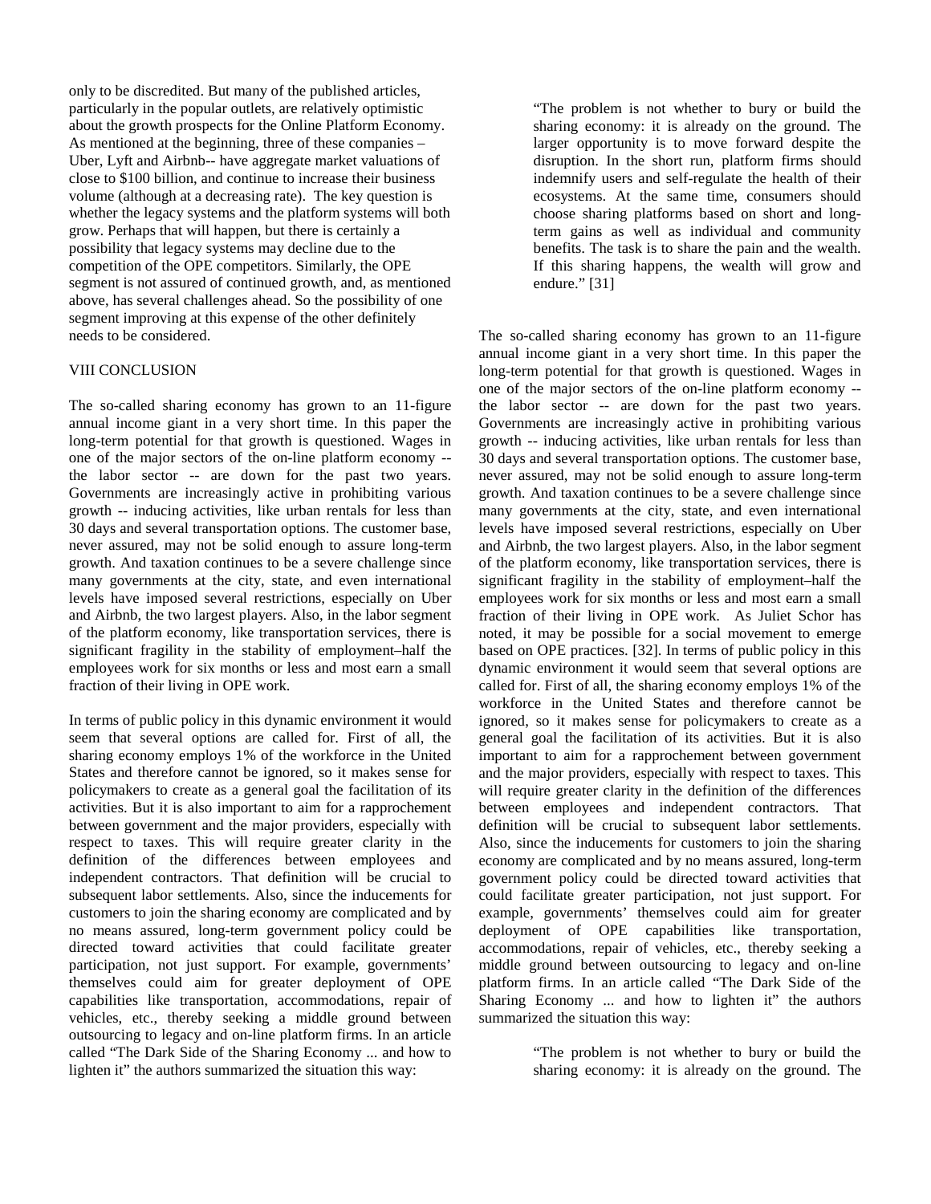only to be discredited. But many of the published articles, particularly in the popular outlets, are relatively optimistic about the growth prospects for the Online Platform Economy. As mentioned at the beginning, three of these companies – Uber, Lyft and Airbnb-- have aggregate market valuations of close to $100 billion, and continue to increase their business volume (although at a decreasing rate). The key question is whether the legacy systems and the platform systems will both grow. Perhaps that will happen, but there is certainly a possibility that legacy systems may decline due to the competition of the OPE competitors. Similarly, the OPE segment is not assured of continued growth, and, as mentioned above, has several challenges ahead. So the possibility of one segment improving at this expense of the other definitely needs to be considered.

## VIII CONCLUSION

The so-called sharing economy has grown to an 11-figure annual income giant in a very short time. In this paper the long-term potential for that growth is questioned. Wages in one of the major sectors of the on-line platform economy -- the labor sector -- are down for the past two years. Governments are increasingly active in prohibiting various growth -- inducing activities, like urban rentals for less than 30 days and several transportation options. The customer base, never assured, may not be solid enough to assure long-term growth. And taxation continues to be a severe challenge since many governments at the city, state, and even international levels have imposed several restrictions, especially on Uber and Airbnb, the two largest players. Also, in the labor segment of the platform economy, like transportation services, there is significant fragility in the stability of employment–half the employees work for six months or less and most earn a small fraction of their living in OPE work.

In terms of public policy in this dynamic environment it would seem that several options are called for. First of all, the sharing economy employs 1% of the workforce in the United States and therefore cannot be ignored, so it makes sense for policymakers to create as a general goal the facilitation of its activities. But it is also important to aim for a rapprochement between government and the major providers, especially with respect to taxes. This will require greater clarity in the definition of the differences between employees and independent contractors. That definition will be crucial to subsequent labor settlements. Also, since the inducements for customers to join the sharing economy are complicated and by no means assured, long-term government policy could be directed toward activities that could facilitate greater participation, not just support. For example, governments' themselves could aim for greater deployment of OPE capabilities like transportation, accommodations, repair of vehicles, etc., thereby seeking a middle ground between outsourcing to legacy and on-line platform firms. In an article called "The Dark Side of the Sharing Economy ... and how to lighten it" the authors summarized the situation this way:

> "The problem is not whether to bury or build the sharing economy: it is already on the ground. The larger opportunity is to move forward despite the disruption. In the short run, platform firms should indemnify users and self-regulate the health of their ecosystems. At the same time, consumers should choose sharing platforms based on short and long-term gains as well as individual and community benefits. The task is to share the pain and the wealth. If this sharing happens, the wealth will grow and endure." [31]

The so-called sharing economy has grown to an 11-figure annual income giant in a very short time. In this paper the long-term potential for that growth is questioned. Wages in one of the major sectors of the on-line platform economy -- the labor sector -- are down for the past two years. Governments are increasingly active in prohibiting various growth -- inducing activities, like urban rentals for less than 30 days and several transportation options. The customer base, never assured, may not be solid enough to assure long-term growth. And taxation continues to be a severe challenge since many governments at the city, state, and even international levels have imposed several restrictions, especially on Uber and Airbnb, the two largest players. Also, in the labor segment of the platform economy, like transportation services, there is significant fragility in the stability of employment–half the employees work for six months or less and most earn a small fraction of their living in OPE work. As Juliet Schor has noted, it may be possible for a social movement to emerge based on OPE practices. [32]. In terms of public policy in this dynamic environment it would seem that several options are called for. First of all, the sharing economy employs 1% of the workforce in the United States and therefore cannot be ignored, so it makes sense for policymakers to create as a general goal the facilitation of its activities. But it is also important to aim for a rapprochement between government and the major providers, especially with respect to taxes. This will require greater clarity in the definition of the differences between employees and independent contractors. That definition will be crucial to subsequent labor settlements. Also, since the inducements for customers to join the sharing economy are complicated and by no means assured, long-term government policy could be directed toward activities that could facilitate greater participation, not just support. For example, governments' themselves could aim for greater deployment of OPE capabilities like transportation, accommodations, repair of vehicles, etc., thereby seeking a middle ground between outsourcing to legacy and on-line platform firms. In an article called "The Dark Side of the Sharing Economy ... and how to lighten it" the authors summarized the situation this way:

> "The problem is not whether to bury or build the sharing economy: it is already on the ground. The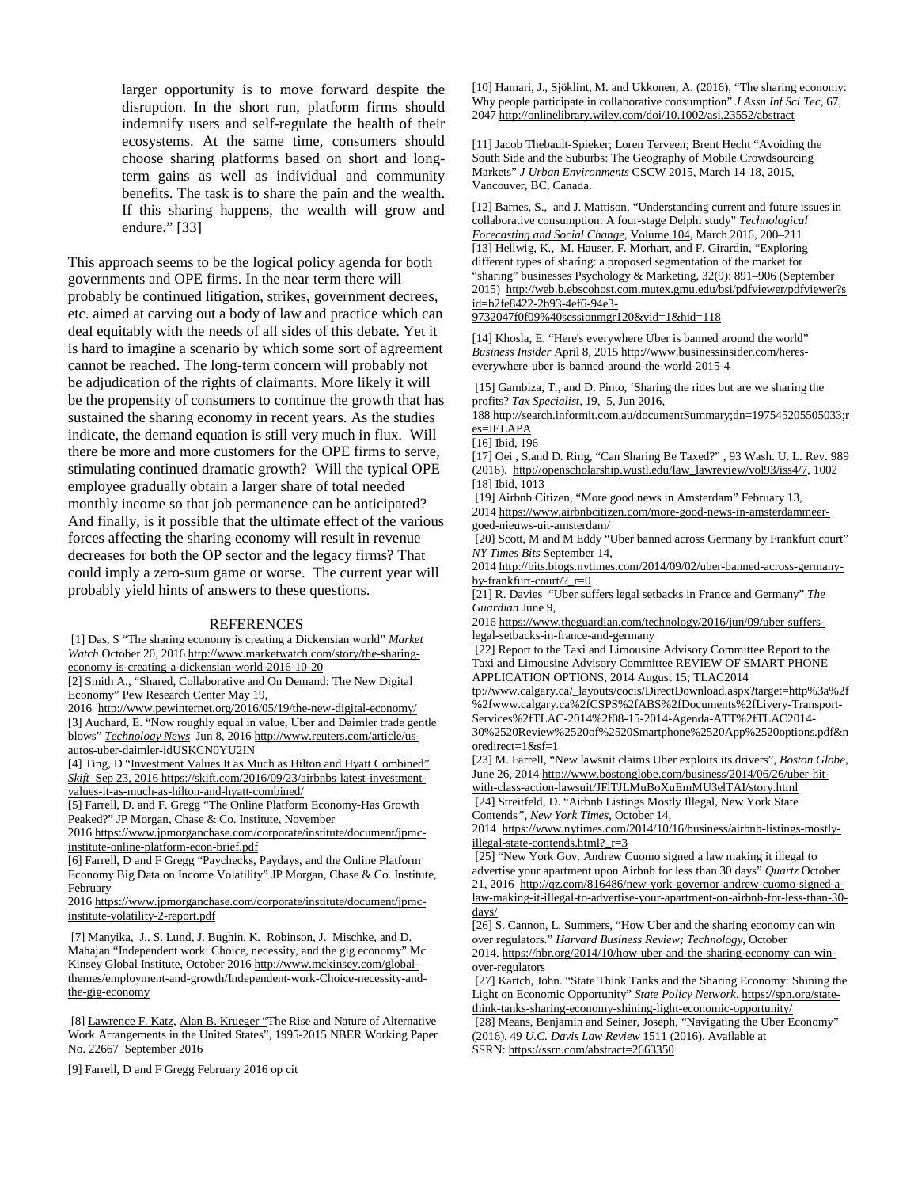> larger opportunity is to move forward despite the disruption. In the short run, platform firms should indemnify users and self-regulate the health of their ecosystems. At the same time, consumers should choose sharing platforms based on short and long-term gains as well as individual and community benefits. The task is to share the pain and the wealth. If this sharing happens, the wealth will grow and endure." [33]

This approach seems to be the logical policy agenda for both governments and OPE firms. In the near term there will probably be continued litigation, strikes, government decrees, etc. aimed at carving out a body of law and practice which can deal equitably with the needs of all sides of this debate. Yet it is hard to imagine a scenario by which some sort of agreement cannot be reached. The long-term concern will probably not be adjudication of the rights of claimants. More likely it will be the propensity of consumers to continue the growth that has sustained the sharing economy in recent years. As the studies indicate, the demand equation is still very much in flux. Will there be more and more customers for the OPE firms to serve, stimulating continued dramatic growth? Will the typical OPE employee gradually obtain a larger share of total needed monthly income so that job permanence can be anticipated? And finally, is it possible that the ultimate effect of the various forces affecting the sharing economy will result in revenue decreases for both the OP sector and the legacy firms? That could imply a zero-sum game or worse. The current year will probably yield hints of answers to these questions.

## REFERENCES

[1] Das, S "The sharing economy is creating a Dickensian world" *Market Watch* October 20, 2016 http://www.marketwatch.com/story/the-sharing-economy-is-creating-a-dickensian-world-2016-10-20

[2] Smith A., "Shared, Collaborative and On Demand: The New Digital Economy" Pew Research Center May 19, 2016 http://www.pewinternet.org/2016/05/19/the-new-digital-economy/

[3] Auchard, E. "Now roughly equal in value, Uber and Daimler trade gentle blows" *Technology News* Jun 8, 2016 http://www.reuters.com/article/us-autos-uber-daimler-idUSKCN0YU2IN

[4] Ting, D "Investment Values It as Much as Hilton and Hyatt Combined" *Skift* Sep 23, 2016 https://skift.com/2016/09/23/airbnbs-latest-investment-values-it-as-much-as-hilton-and-hyatt-combined/

[5] Farrell, D. and F. Gregg "The Online Platform Economy-Has Growth Peaked?" JP Morgan, Chase & Co. Institute, November 2016 https://www.jpmorganchase.com/corporate/institute/document/jpmc-institute-online-platform-econ-brief.pdf

[6] Farrell, D and F Gregg "Paychecks, Paydays, and the Online Platform Economy Big Data on Income Volatility" JP Morgan, Chase & Co. Institute, February 2016 https://www.jpmorganchase.com/corporate/institute/document/jpmc-institute-volatility-2-report.pdf

[7] Manyika, J.. S. Lund, J. Bughin, K. Robinson, J. Mischke, and D. Mahajan "Independent work: Choice, necessity, and the gig economy" Mc Kinsey Global Institute, October 2016 http://www.mckinsey.com/global-themes/employment-and-growth/Independent-work-Choice-necessity-and-the-gig-economy

[8] Lawrence F. Katz, Alan B. Krueger "The Rise and Nature of Alternative Work Arrangements in the United States", 1995-2015 NBER Working Paper No. 22667 September 2016

[9] Farrell, D and F Gregg February 2016 op cit

[10] Hamari, J., Sjöklint, M. and Ukkonen, A. (2016), "The sharing economy: Why people participate in collaborative consumption" *J Assn Inf Sci Tec*, 67, 2047 http://onlinelibrary.wiley.com/doi/10.1002/asi.23552/abstract

[11] Jacob Thebault-Spieker; Loren Terveen; Brent Hecht "Avoiding the South Side and the Suburbs: The Geography of Mobile Crowdsourcing Markets" *J Urban Environments* CSCW 2015, March 14-18, 2015, Vancouver, BC, Canada.

[12] Barnes, S., and J. Mattison, "Understanding current and future issues in collaborative consumption: A four-stage Delphi study" *Technological Forecasting and Social Change*, Volume 104, March 2016, 200–211

[13] Hellwig, K., M. Hauser, F. Morhart, and F. Girardin, "Exploring different types of sharing: a proposed segmentation of the market for "sharing" businesses Psychology & Marketing, 32(9): 891–906 (September 2015) http://web.b.ebscohost.com.mutex.gmu.edu/bsi/pdfviewer/pdfviewer?sid=b2fe8422-2b93-4ef6-94e3-9732047f0f09%40sessionmgr120&vid=1&hid=118

[14] Khosla, E. "Here's everywhere Uber is banned around the world" *Business Insider* April 8, 2015 http://www.businessinsider.com/heres-everywhere-uber-is-banned-around-the-world-2015-4

[15] Gambiza, T., and D. Pinto, 'Sharing the rides but are we sharing the profits? *Tax Specialist*, 19, 5, Jun 2016, 188 http://search.informit.com.au/documentSummary;dn=197545205505033;res=IELAPA

[16] Ibid, 196

[17] Oei , S.and D. Ring, "Can Sharing Be Taxed?" , 93 Wash. U. L. Rev. 989 (2016). http://openscholarship.wustl.edu/law_lawreview/vol93/iss4/7, 1002

[18] Ibid, 1013

[19] Airbnb Citizen, "More good news in Amsterdam" February 13, 2014 https://www.airbnbcitizen.com/more-good-news-in-amsterdammeer-goed-nieuws-uit-amsterdam/

[20] Scott, M and M Eddy "Uber banned across Germany by Frankfurt court" *NY Times Bits* September 14, 2014 http://bits.blogs.nytimes.com/2014/09/02/uber-banned-across-germany-by-frankfurt-court/?_r=0

[21] R. Davies "Uber suffers legal setbacks in France and Germany" *The Guardian* June 9, 2016 https://www.theguardian.com/technology/2016/jun/09/uber-suffers-legal-setbacks-in-france-and-germany

[22] Report to the Taxi and Limousine Advisory Committee Report to the Taxi and Limousine Advisory Committee REVIEW OF SMART PHONE APPLICATION OPTIONS, 2014 August 15; TLAC2014 tp://www.calgary.ca/_layouts/cocis/DirectDownload.aspx?target=http%3a%2f%2fwww.calgary.ca%2fCSPS%2fABS%2fDocuments%2fLivery-Transport-Services%2fTLAC-2014%2f08-15-2014-Agenda-ATT%2fTLAC2014-30%2520Review%2520of%2520Smartphone%2520App%2520options.pdf&noredirect=1&sf=1

[23] M. Farrell, "New lawsuit claims Uber exploits its drivers", *Boston Globe*, June 26, 2014 http://www.bostonglobe.com/business/2014/06/26/uber-hit-with-class-action-lawsuit/JFlTJLMuBoXuEmMU3elTAI/story.html

[24] Streitfeld, D. "Airbnb Listings Mostly Illegal, New York State Contends", *New York Times*, October 14, 2014 https://www.nytimes.com/2014/10/16/business/airbnb-listings-mostly-illegal-state-contends.html?_r=3

[25] "New York Gov. Andrew Cuomo signed a law making it illegal to advertise your apartment upon Airbnb for less than 30 days" *Quartz* October 21, 2016 http://qz.com/816486/new-york-governor-andrew-cuomo-signed-a-law-making-it-illegal-to-advertise-your-apartment-on-airbnb-for-less-than-30-days/

[26] S. Cannon, L. Summers, "How Uber and the sharing economy can win over regulators." *Harvard Business Review; Technology*, October 2014. https://hbr.org/2014/10/how-uber-and-the-sharing-economy-can-win-over-regulators

[27] Kartch, John. "State Think Tanks and the Sharing Economy: Shining the Light on Economic Opportunity" *State Policy Network*. https://spn.org/state-think-tanks-sharing-economy-shining-light-economic-opportunity/

[28] Means, Benjamin and Seiner, Joseph, "Navigating the Uber Economy" (2016). 49 *U.C. Davis Law Review* 1511 (2016). Available at SSRN: https://ssrn.com/abstract=2663350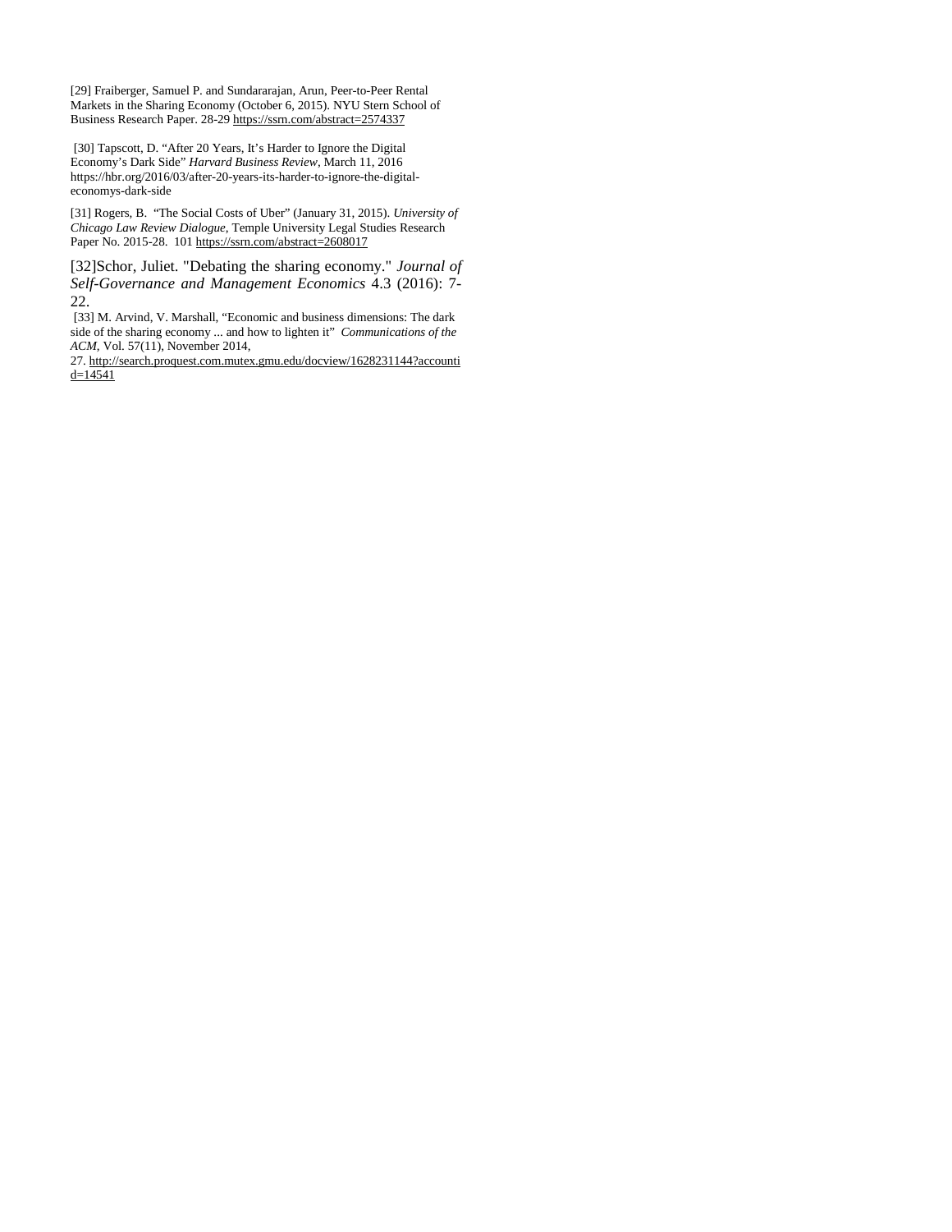[29] Fraiberger, Samuel P. and Sundararajan, Arun, Peer-to-Peer Rental Markets in the Sharing Economy (October 6, 2015). NYU Stern School of Business Research Paper. 28-29 https://ssrn.com/abstract=2574337

[30] Tapscott, D. "After 20 Years, It's Harder to Ignore the Digital Economy's Dark Side" *Harvard Business Review*, March 11, 2016 https://hbr.org/2016/03/after-20-years-its-harder-to-ignore-the-digital-economys-dark-side

[31] Rogers, B. "The Social Costs of Uber" (January 31, 2015). *University of Chicago Law Review Dialogue*, Temple University Legal Studies Research Paper No. 2015-28. 101 https://ssrn.com/abstract=2608017

[32]Schor, Juliet. "Debating the sharing economy." *Journal of Self-Governance and Management Economics* 4.3 (2016): 7-22.

[33] M. Arvind, V. Marshall, "Economic and business dimensions: The dark side of the sharing economy ... and how to lighten it" *Communications of the ACM*, Vol. 57(11), November 2014, 27. http://search.proquest.com.mutex.gmu.edu/docview/1628231144?accountid=14541